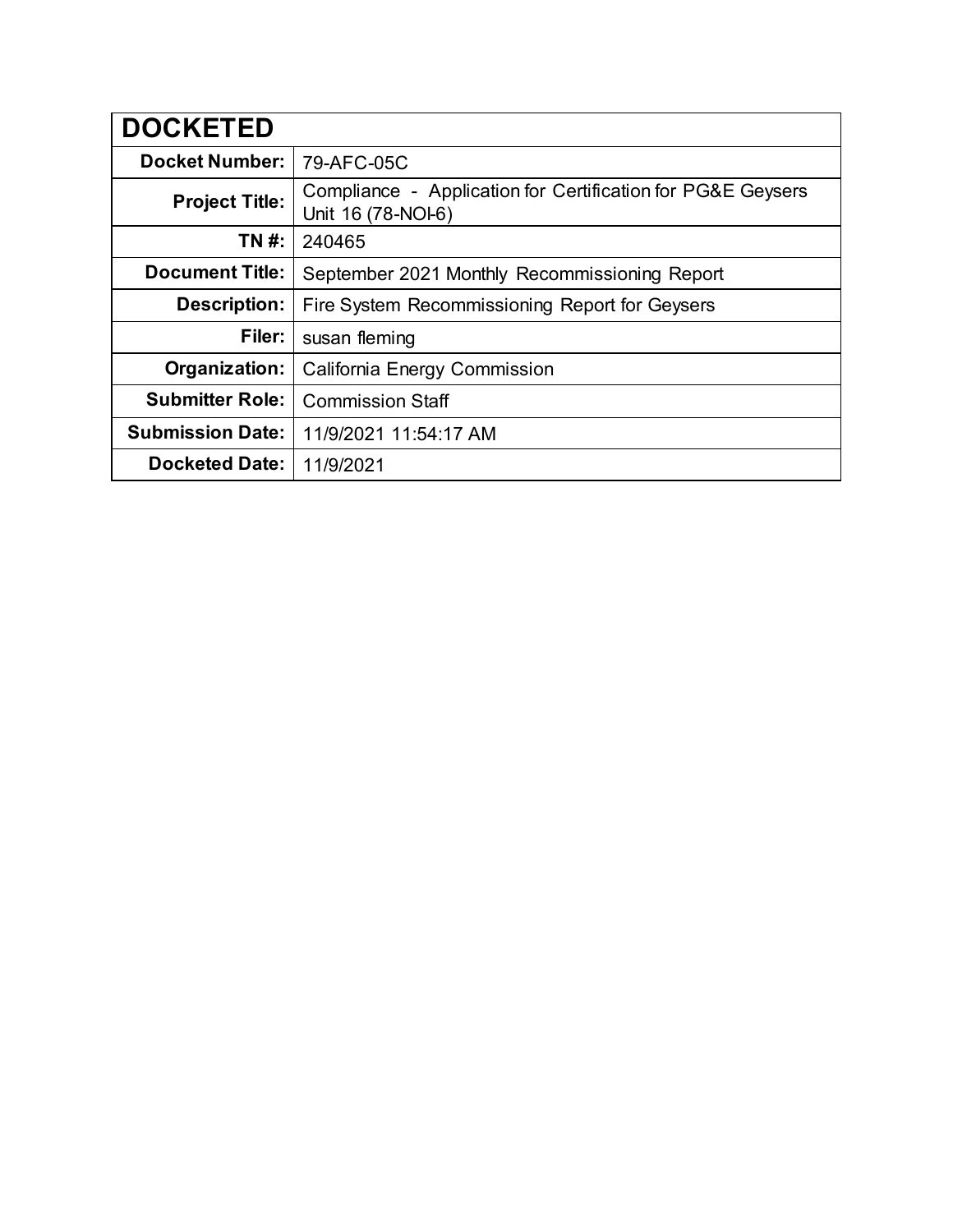| DOCKETED | |
|---|---|
| **Docket Number:** | 79-AFC-05C |
| **Project Title:** | Compliance - Application for Certification for PG&E Geysers Unit 16 (78-NOI-6) |
| **TN #:** | 240465 |
| **Document Title:** | September 2021 Monthly Recommissioning Report |
| **Description:** | Fire System Recommissioning Report for Geysers |
| **Filer:** | susan fleming |
| **Organization:** | California Energy Commission |
| **Submitter Role:** | Commission Staff |
| **Submission Date:** | 11/9/2021 11:54:17 AM |
| **Docketed Date:** | 11/9/2021 |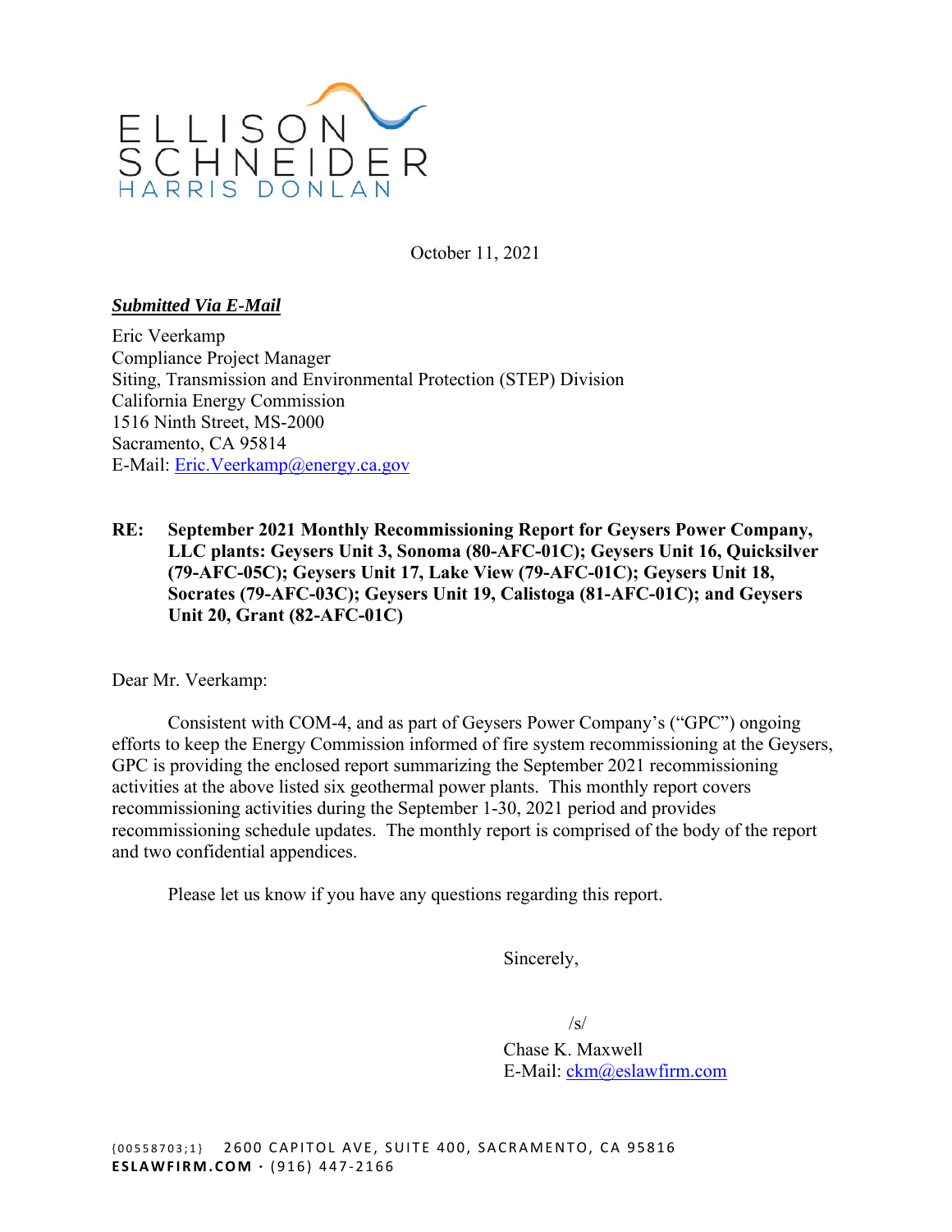ELLISON SCHNEIDER HARRIS DONLAN

October 11, 2021

***Submitted Via E-Mail***

Eric Veerkamp
Compliance Project Manager
Siting, Transmission and Environmental Protection (STEP) Division
California Energy Commission
1516 Ninth Street, MS-2000
Sacramento, CA 95814
E-Mail: Eric.Veerkamp@energy.ca.gov

**RE: September 2021 Monthly Recommissioning Report for Geysers Power Company, LLC plants: Geysers Unit 3, Sonoma (80-AFC-01C); Geysers Unit 16, Quicksilver (79-AFC-05C); Geysers Unit 17, Lake View (79-AFC-01C); Geysers Unit 18, Socrates (79-AFC-03C); Geysers Unit 19, Calistoga (81-AFC-01C); and Geysers Unit 20, Grant (82-AFC-01C)**

Dear Mr. Veerkamp:

Consistent with COM-4, and as part of Geysers Power Company's ("GPC") ongoing efforts to keep the Energy Commission informed of fire system recommissioning at the Geysers, GPC is providing the enclosed report summarizing the September 2021 recommissioning activities at the above listed six geothermal power plants. This monthly report covers recommissioning activities during the September 1-30, 2021 period and provides recommissioning schedule updates. The monthly report is comprised of the body of the report and two confidential appendices.

Please let us know if you have any questions regarding this report.

Sincerely,

/s/

Chase K. Maxwell
E-Mail: ckm@eslawfirm.com

{00558703;1} 2600 CAPITOL AVE, SUITE 400, SACRAMENTO, CA 95816
**ESLAWFIRM.COM** · (916) 447-2166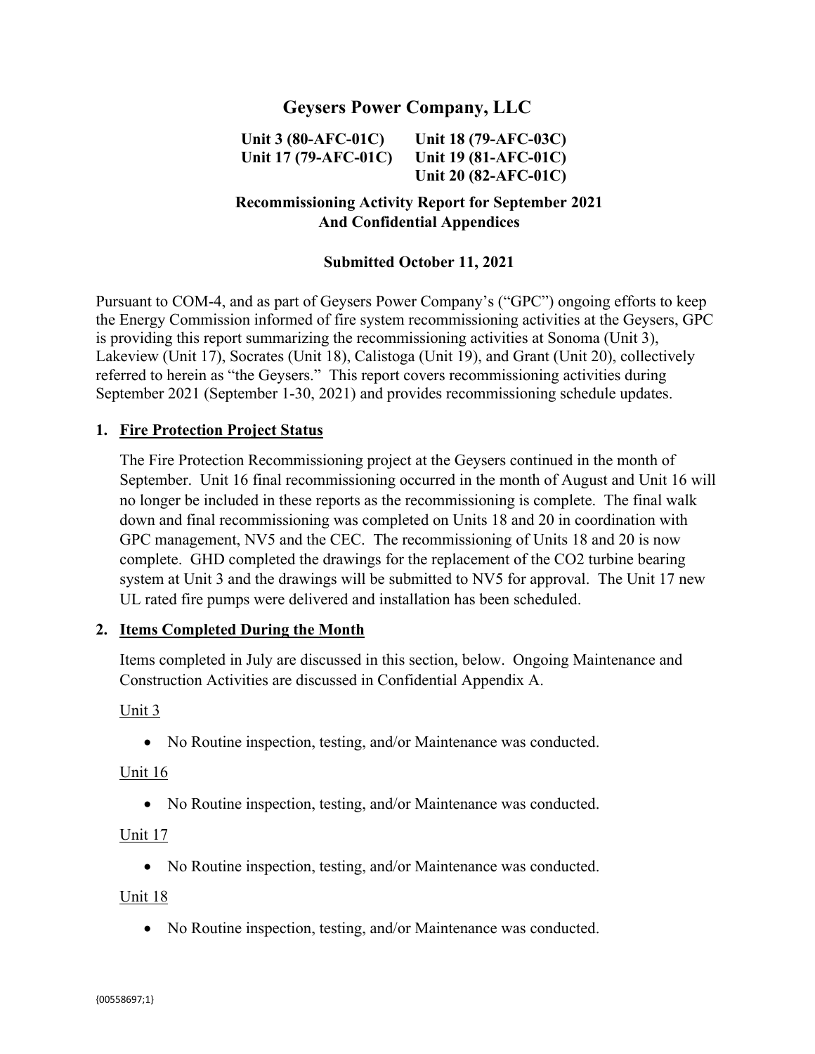# Geysers Power Company, LLC

**Unit 3 (80-AFC-01C)** **Unit 18 (79-AFC-03C)**
**Unit 17 (79-AFC-01C)** **Unit 19 (81-AFC-01C)**
**Unit 20 (82-AFC-01C)**

**Recommissioning Activity Report for September 2021**
**And Confidential Appendices**

**Submitted October 11, 2021**

Pursuant to COM-4, and as part of Geysers Power Company's ("GPC") ongoing efforts to keep the Energy Commission informed of fire system recommissioning activities at the Geysers, GPC is providing this report summarizing the recommissioning activities at Sonoma (Unit 3), Lakeview (Unit 17), Socrates (Unit 18), Calistoga (Unit 19), and Grant (Unit 20), collectively referred to herein as "the Geysers." This report covers recommissioning activities during September 2021 (September 1-30, 2021) and provides recommissioning schedule updates.

## 1. Fire Protection Project Status

The Fire Protection Recommissioning project at the Geysers continued in the month of September. Unit 16 final recommissioning occurred in the month of August and Unit 16 will no longer be included in these reports as the recommissioning is complete. The final walk down and final recommissioning was completed on Units 18 and 20 in coordination with GPC management, NV5 and the CEC. The recommissioning of Units 18 and 20 is now complete. GHD completed the drawings for the replacement of the $CO_2$ turbine bearing system at Unit 3 and the drawings will be submitted to NV5 for approval. The Unit 17 new UL rated fire pumps were delivered and installation has been scheduled.

## 2. Items Completed During the Month

Items completed in July are discussed in this section, below. Ongoing Maintenance and Construction Activities are discussed in Confidential Appendix A.

Unit 3

- No Routine inspection, testing, and/or Maintenance was conducted.

Unit 16

- No Routine inspection, testing, and/or Maintenance was conducted.

Unit 17

- No Routine inspection, testing, and/or Maintenance was conducted.

Unit 18

- No Routine inspection, testing, and/or Maintenance was conducted.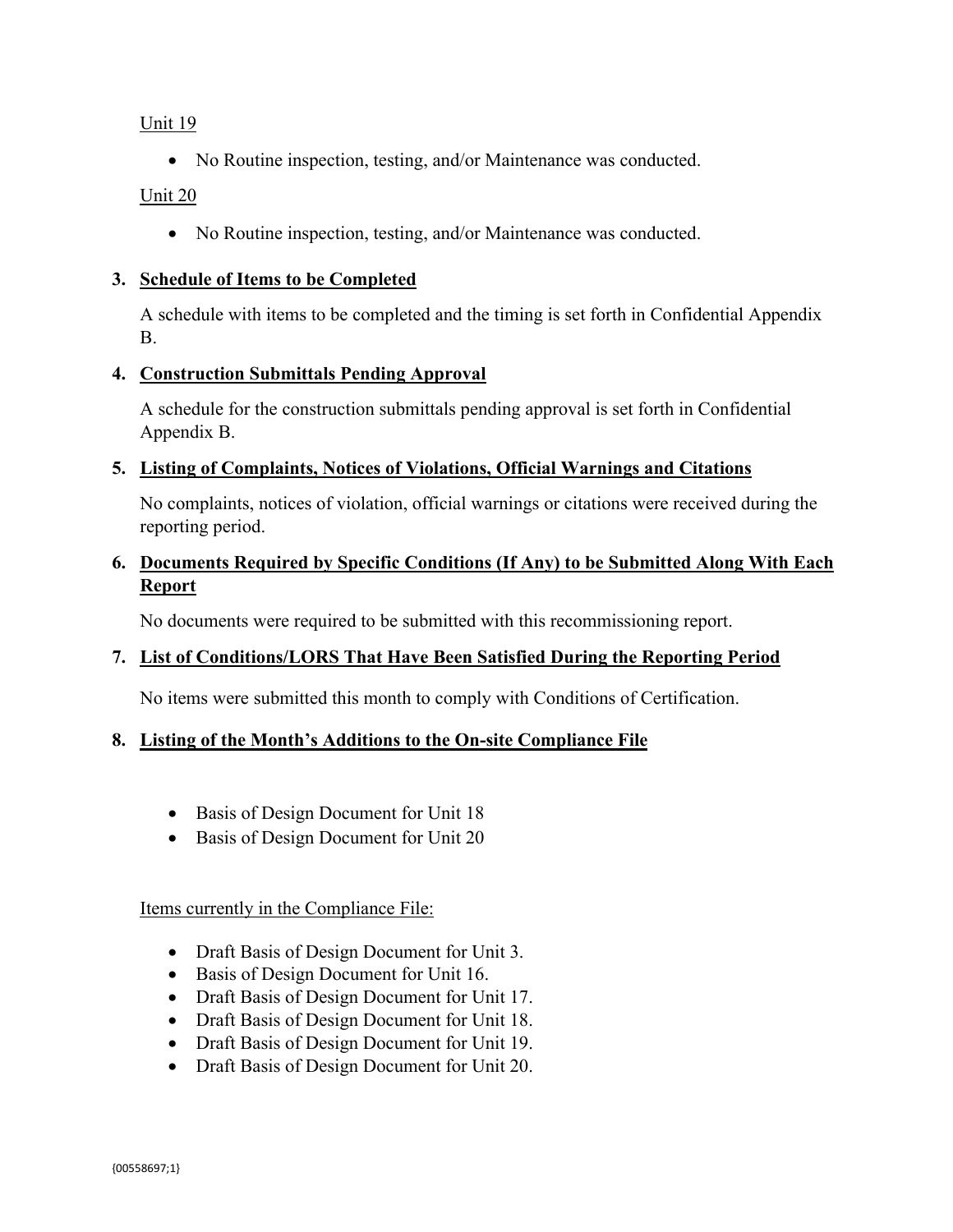Unit 19

- No Routine inspection, testing, and/or Maintenance was conducted.

Unit 20

- No Routine inspection, testing, and/or Maintenance was conducted.

**3. Schedule of Items to be Completed**

A schedule with items to be completed and the timing is set forth in Confidential Appendix B.

**4. Construction Submittals Pending Approval**

A schedule for the construction submittals pending approval is set forth in Confidential Appendix B.

**5. Listing of Complaints, Notices of Violations, Official Warnings and Citations**

No complaints, notices of violation, official warnings or citations were received during the reporting period.

**6. Documents Required by Specific Conditions (If Any) to be Submitted Along With Each Report**

No documents were required to be submitted with this recommissioning report.

**7. List of Conditions/LORS That Have Been Satisfied During the Reporting Period**

No items were submitted this month to comply with Conditions of Certification.

**8. Listing of the Month's Additions to the On-site Compliance File**

- Basis of Design Document for Unit 18
- Basis of Design Document for Unit 20

Items currently in the Compliance File:

- Draft Basis of Design Document for Unit 3.
- Basis of Design Document for Unit 16.
- Draft Basis of Design Document for Unit 17.
- Draft Basis of Design Document for Unit 18.
- Draft Basis of Design Document for Unit 19.
- Draft Basis of Design Document for Unit 20.